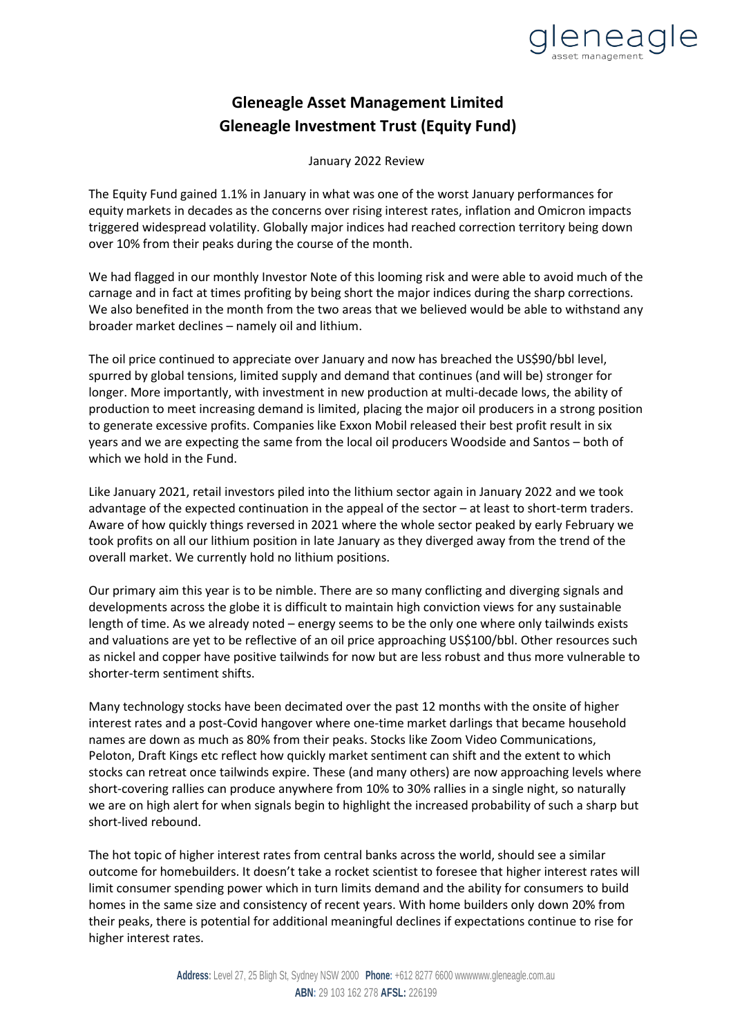# Gleneagle Asset Management Limited
# Gleneagle Investment Trust (Equity Fund)

January 2022 Review

The Equity Fund gained 1.1% in January in what was one of the worst January performances for equity markets in decades as the concerns over rising interest rates, inflation and Omicron impacts triggered widespread volatility. Globally major indices had reached correction territory being down over 10% from their peaks during the course of the month.

We had flagged in our monthly Investor Note of this looming risk and were able to avoid much of the carnage and in fact at times profiting by being short the major indices during the sharp corrections. We also benefited in the month from the two areas that we believed would be able to withstand any broader market declines – namely oil and lithium.

The oil price continued to appreciate over January and now has breached the US$90/bbl level, spurred by global tensions, limited supply and demand that continues (and will be) stronger for longer. More importantly, with investment in new production at multi-decade lows, the ability of production to meet increasing demand is limited, placing the major oil producers in a strong position to generate excessive profits. Companies like Exxon Mobil released their best profit result in six years and we are expecting the same from the local oil producers Woodside and Santos – both of which we hold in the Fund.

Like January 2021, retail investors piled into the lithium sector again in January 2022 and we took advantage of the expected continuation in the appeal of the sector – at least to short-term traders. Aware of how quickly things reversed in 2021 where the whole sector peaked by early February we took profits on all our lithium position in late January as they diverged away from the trend of the overall market. We currently hold no lithium positions.

Our primary aim this year is to be nimble. There are so many conflicting and diverging signals and developments across the globe it is difficult to maintain high conviction views for any sustainable length of time. As we already noted – energy seems to be the only one where only tailwinds exists and valuations are yet to be reflective of an oil price approaching US$100/bbl. Other resources such as nickel and copper have positive tailwinds for now but are less robust and thus more vulnerable to shorter-term sentiment shifts.

Many technology stocks have been decimated over the past 12 months with the onsite of higher interest rates and a post-Covid hangover where one-time market darlings that became household names are down as much as 80% from their peaks. Stocks like Zoom Video Communications, Peloton, Draft Kings etc reflect how quickly market sentiment can shift and the extent to which stocks can retreat once tailwinds expire. These (and many others) are now approaching levels where short-covering rallies can produce anywhere from 10% to 30% rallies in a single night, so naturally we are on high alert for when signals begin to highlight the increased probability of such a sharp but short-lived rebound.

The hot topic of higher interest rates from central banks across the world, should see a similar outcome for homebuilders. It doesn't take a rocket scientist to foresee that higher interest rates will limit consumer spending power which in turn limits demand and the ability for consumers to build homes in the same size and consistency of recent years. With home builders only down 20% from their peaks, there is potential for additional meaningful declines if expectations continue to rise for higher interest rates.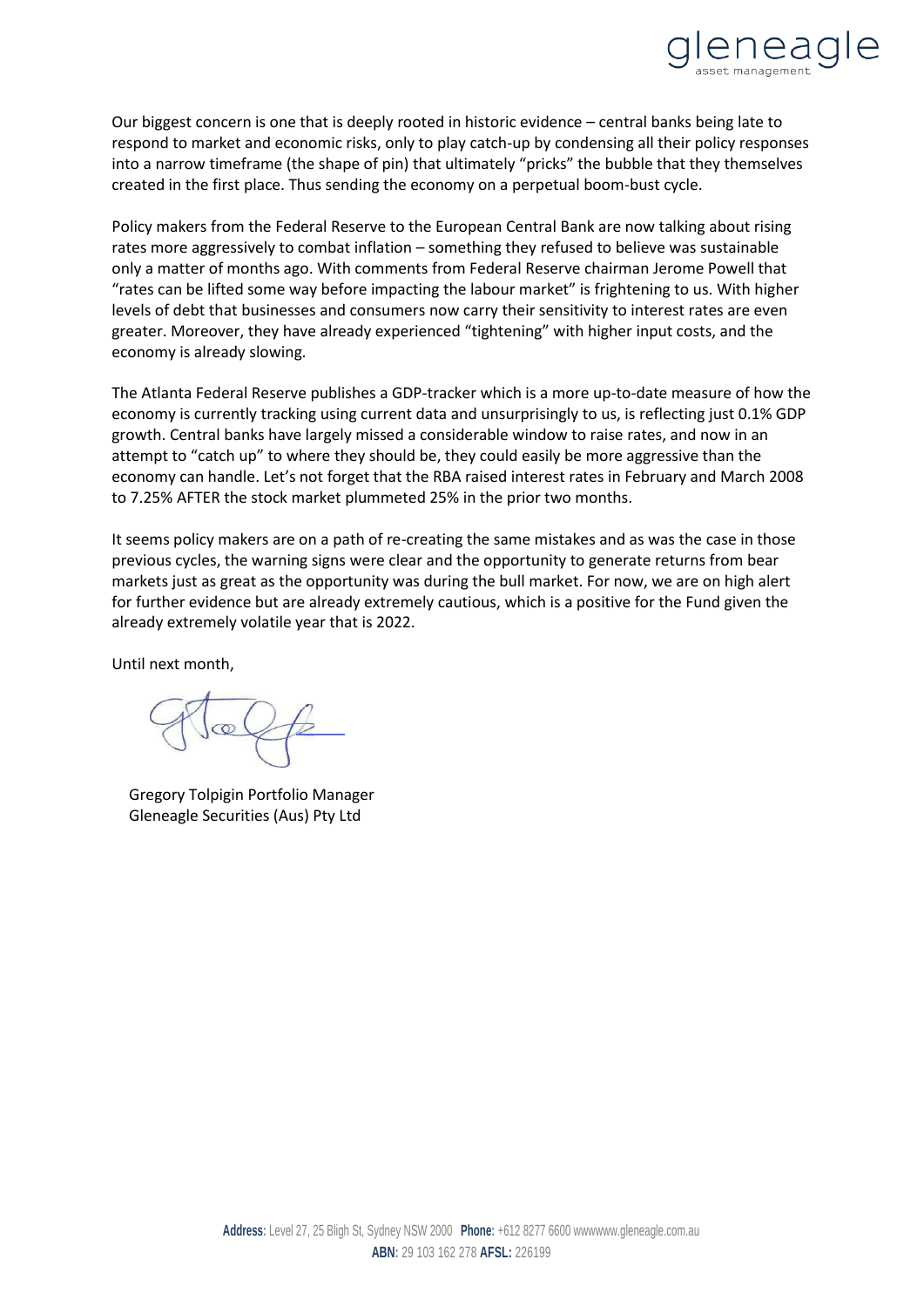Our biggest concern is one that is deeply rooted in historic evidence – central banks being late to respond to market and economic risks, only to play catch-up by condensing all their policy responses into a narrow timeframe (the shape of pin) that ultimately "pricks" the bubble that they themselves created in the first place. Thus sending the economy on a perpetual boom-bust cycle.

Policy makers from the Federal Reserve to the European Central Bank are now talking about rising rates more aggressively to combat inflation – something they refused to believe was sustainable only a matter of months ago. With comments from Federal Reserve chairman Jerome Powell that "rates can be lifted some way before impacting the labour market" is frightening to us. With higher levels of debt that businesses and consumers now carry their sensitivity to interest rates are even greater. Moreover, they have already experienced "tightening" with higher input costs, and the economy is already slowing.

The Atlanta Federal Reserve publishes a GDP-tracker which is a more up-to-date measure of how the economy is currently tracking using current data and unsurprisingly to us, is reflecting just 0.1% GDP growth. Central banks have largely missed a considerable window to raise rates, and now in an attempt to "catch up" to where they should be, they could easily be more aggressive than the economy can handle. Let's not forget that the RBA raised interest rates in February and March 2008 to 7.25% AFTER the stock market plummeted 25% in the prior two months.

It seems policy makers are on a path of re-creating the same mistakes and as was the case in those previous cycles, the warning signs were clear and the opportunity to generate returns from bear markets just as great as the opportunity was during the bull market. For now, we are on high alert for further evidence but are already extremely cautious, which is a positive for the Fund given the already extremely volatile year that is 2022.

Until next month,

Gregory Tolpigin Portfolio Manager
Gleneagle Securities (Aus) Pty Ltd

**Address:** Level 27, 25 Bligh St, Sydney NSW 2000 **Phone:** +612 8277 6600 wwwwww.gleneagle.com.au
**ABN:** 29 103 162 278 **AFSL:** 226199